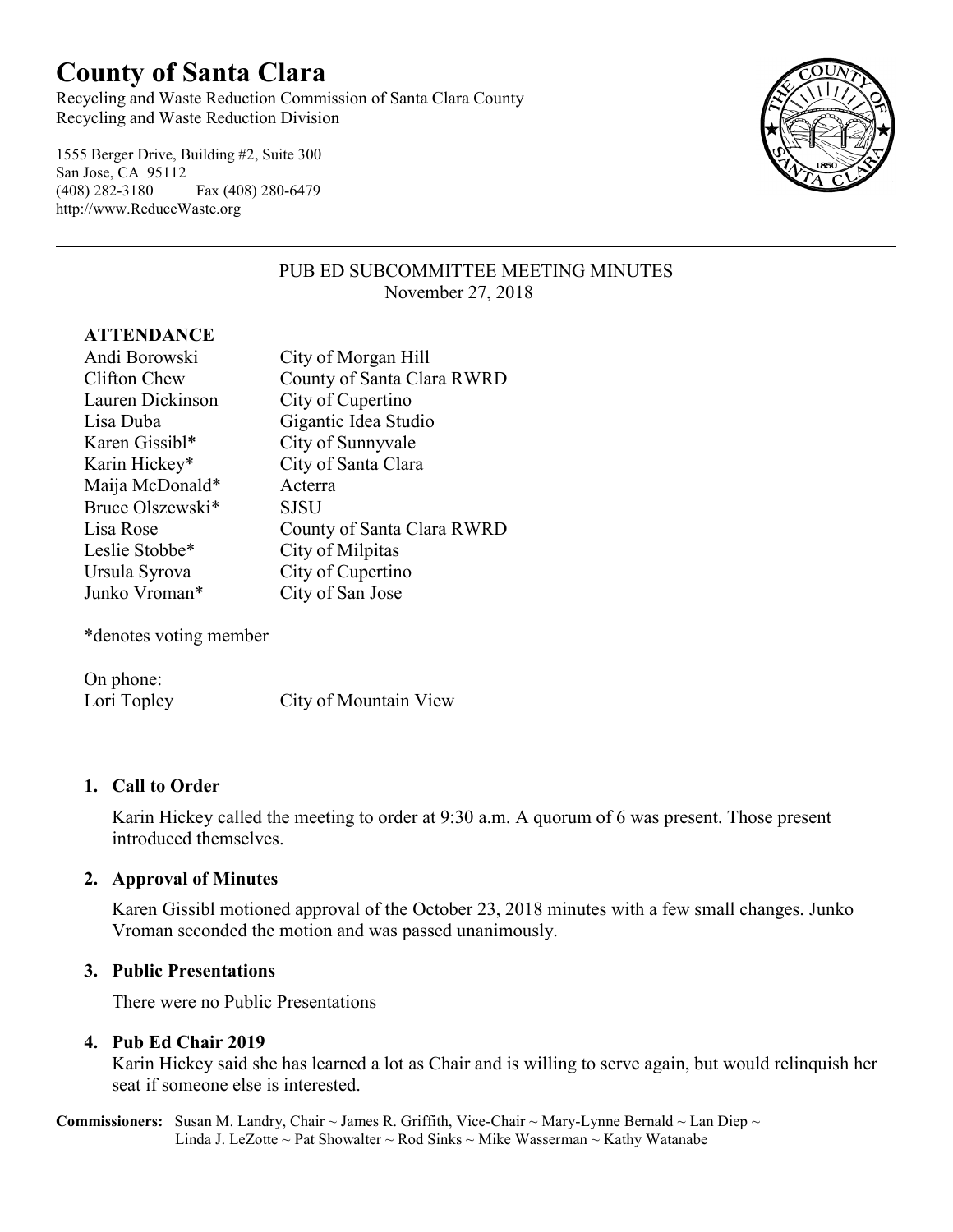# County of Santa Clara

Recycling and Waste Reduction Commission of Santa Clara County
Recycling and Waste Reduction Division

1555 Berger Drive, Building #2, Suite 300
San Jose, CA 95112
(408) 282-3180 Fax (408) 280-6479
http://www.ReduceWaste.org

---

PUB ED SUBCOMMITTEE MEETING MINUTES
November 27, 2018

**ATTENDANCE**

| | |
|---|---|
| Andi Borowski | City of Morgan Hill |
| Clifton Chew | County of Santa Clara RWRD |
| Lauren Dickinson | City of Cupertino |
| Lisa Duba | Gigantic Idea Studio |
| Karen Gissibl* | City of Sunnyvale |
| Karin Hickey* | City of Santa Clara |
| Maija McDonald* | Acterra |
| Bruce Olszewski* | SJSU |
| Lisa Rose | County of Santa Clara RWRD |
| Leslie Stobbe* | City of Milpitas |
| Ursula Syrova | City of Cupertino |
| Junko Vroman* | City of San Jose |

*denotes voting member

On phone:
Lori Topley City of Mountain View

1. **Call to Order**

   Karin Hickey called the meeting to order at 9:30 a.m. A quorum of 6 was present. Those present introduced themselves.

2. **Approval of Minutes**

   Karen Gissibl motioned approval of the October 23, 2018 minutes with a few small changes. Junko Vroman seconded the motion and was passed unanimously.

3. **Public Presentations**

   There were no Public Presentations

4. **Pub Ed Chair 2019**

   Karin Hickey said she has learned a lot as Chair and is willing to serve again, but would relinquish her seat if someone else is interested.

**Commissioners:** Susan M. Landry, Chair ~ James R. Griffith, Vice-Chair ~ Mary-Lynne Bernald ~ Lan Diep ~ Linda J. LeZotte ~ Pat Showalter ~ Rod Sinks ~ Mike Wasserman ~ Kathy Watanabe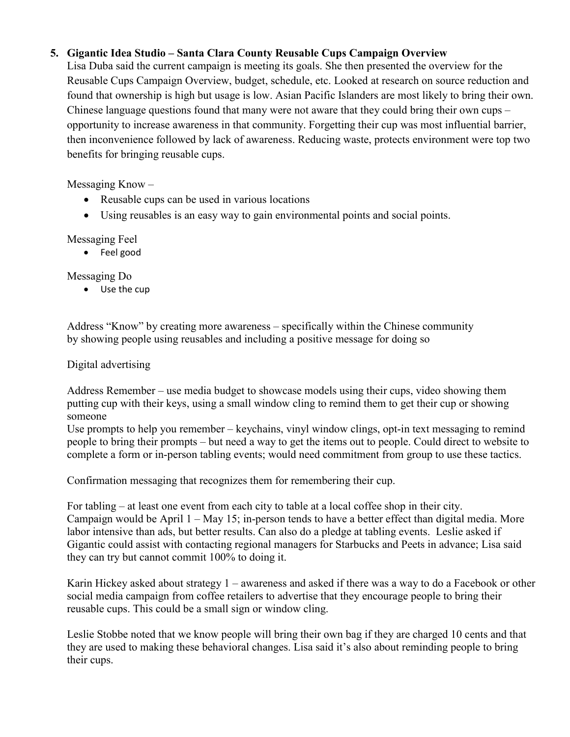5. **Gigantic Idea Studio – Santa Clara County Reusable Cups Campaign Overview**

Lisa Duba said the current campaign is meeting its goals. She then presented the overview for the Reusable Cups Campaign Overview, budget, schedule, etc. Looked at research on source reduction and found that ownership is high but usage is low. Asian Pacific Islanders are most likely to bring their own. Chinese language questions found that many were not aware that they could bring their own cups – opportunity to increase awareness in that community. Forgetting their cup was most influential barrier, then inconvenience followed by lack of awareness. Reducing waste, protects environment were top two benefits for bringing reusable cups.

Messaging Know –

- Reusable cups can be used in various locations
- Using reusables is an easy way to gain environmental points and social points.

Messaging Feel

- Feel good

Messaging Do

- Use the cup

Address "Know" by creating more awareness – specifically within the Chinese community by showing people using reusables and including a positive message for doing so

Digital advertising

Address Remember – use media budget to showcase models using their cups, video showing them putting cup with their keys, using a small window cling to remind them to get their cup or showing someone

Use prompts to help you remember – keychains, vinyl window clings, opt-in text messaging to remind people to bring their prompts – but need a way to get the items out to people. Could direct to website to complete a form or in-person tabling events; would need commitment from group to use these tactics.

Confirmation messaging that recognizes them for remembering their cup.

For tabling – at least one event from each city to table at a local coffee shop in their city. Campaign would be April 1 – May 15; in-person tends to have a better effect than digital media. More labor intensive than ads, but better results. Can also do a pledge at tabling events. Leslie asked if Gigantic could assist with contacting regional managers for Starbucks and Peets in advance; Lisa said they can try but cannot commit 100% to doing it.

Karin Hickey asked about strategy 1 – awareness and asked if there was a way to do a Facebook or other social media campaign from coffee retailers to advertise that they encourage people to bring their reusable cups. This could be a small sign or window cling.

Leslie Stobbe noted that we know people will bring their own bag if they are charged 10 cents and that they are used to making these behavioral changes. Lisa said it's also about reminding people to bring their cups.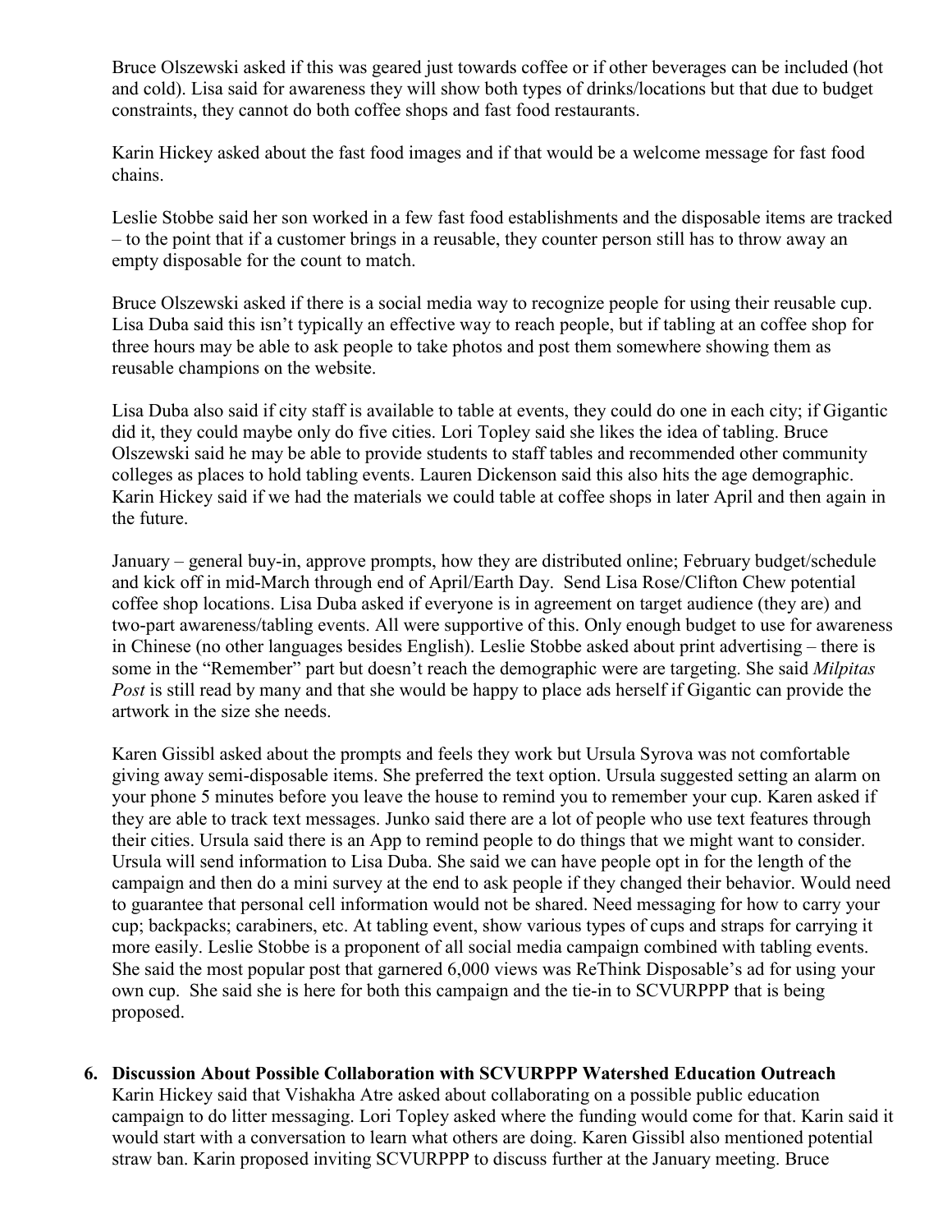Bruce Olszewski asked if this was geared just towards coffee or if other beverages can be included (hot and cold). Lisa said for awareness they will show both types of drinks/locations but that due to budget constraints, they cannot do both coffee shops and fast food restaurants.

Karin Hickey asked about the fast food images and if that would be a welcome message for fast food chains.

Leslie Stobbe said her son worked in a few fast food establishments and the disposable items are tracked – to the point that if a customer brings in a reusable, they counter person still has to throw away an empty disposable for the count to match.

Bruce Olszewski asked if there is a social media way to recognize people for using their reusable cup. Lisa Duba said this isn't typically an effective way to reach people, but if tabling at an coffee shop for three hours may be able to ask people to take photos and post them somewhere showing them as reusable champions on the website.

Lisa Duba also said if city staff is available to table at events, they could do one in each city; if Gigantic did it, they could maybe only do five cities. Lori Topley said she likes the idea of tabling. Bruce Olszewski said he may be able to provide students to staff tables and recommended other community colleges as places to hold tabling events. Lauren Dickenson said this also hits the age demographic. Karin Hickey said if we had the materials we could table at coffee shops in later April and then again in the future.

January – general buy-in, approve prompts, how they are distributed online; February budget/schedule and kick off in mid-March through end of April/Earth Day. Send Lisa Rose/Clifton Chew potential coffee shop locations. Lisa Duba asked if everyone is in agreement on target audience (they are) and two-part awareness/tabling events. All were supportive of this. Only enough budget to use for awareness in Chinese (no other languages besides English). Leslie Stobbe asked about print advertising – there is some in the "Remember" part but doesn't reach the demographic were are targeting. She said *Milpitas Post* is still read by many and that she would be happy to place ads herself if Gigantic can provide the artwork in the size she needs.

Karen Gissibl asked about the prompts and feels they work but Ursula Syrova was not comfortable giving away semi-disposable items. She preferred the text option. Ursula suggested setting an alarm on your phone 5 minutes before you leave the house to remind you to remember your cup. Karen asked if they are able to track text messages. Junko said there are a lot of people who use text features through their cities. Ursula said there is an App to remind people to do things that we might want to consider. Ursula will send information to Lisa Duba. She said we can have people opt in for the length of the campaign and then do a mini survey at the end to ask people if they changed their behavior. Would need to guarantee that personal cell information would not be shared. Need messaging for how to carry your cup; backpacks; carabiners, etc. At tabling event, show various types of cups and straps for carrying it more easily. Leslie Stobbe is a proponent of all social media campaign combined with tabling events. She said the most popular post that garnered 6,000 views was ReThink Disposable's ad for using your own cup. She said she is here for both this campaign and the tie-in to SCVURPPP that is being proposed.

6. **Discussion About Possible Collaboration with SCVURPPP Watershed Education Outreach**
Karin Hickey said that Vishakha Atre asked about collaborating on a possible public education campaign to do litter messaging. Lori Topley asked where the funding would come for that. Karin said it would start with a conversation to learn what others are doing. Karen Gissibl also mentioned potential straw ban. Karin proposed inviting SCVURPPP to discuss further at the January meeting. Bruce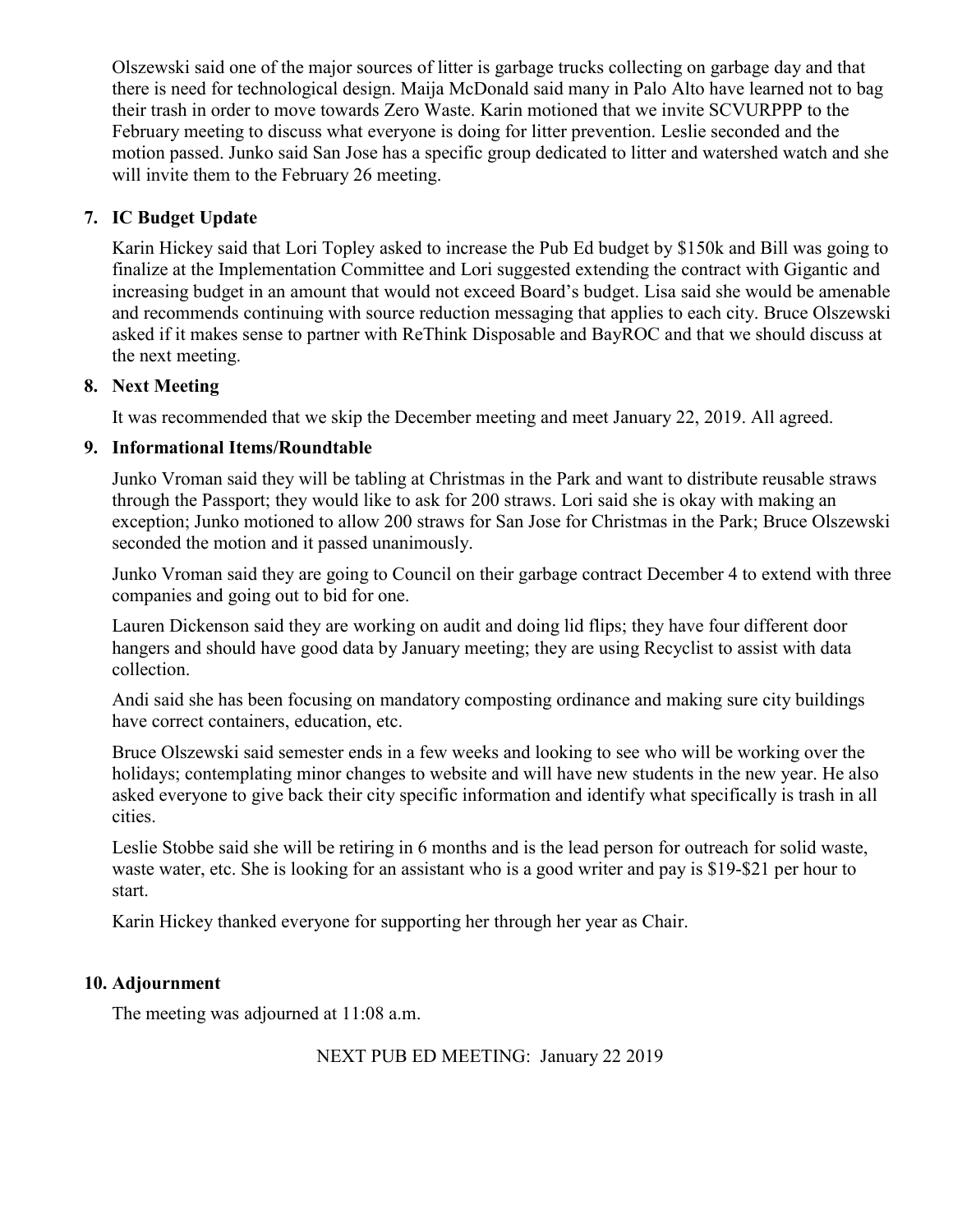Olszewski said one of the major sources of litter is garbage trucks collecting on garbage day and that there is need for technological design. Maija McDonald said many in Palo Alto have learned not to bag their trash in order to move towards Zero Waste. Karin motioned that we invite SCVURPPP to the February meeting to discuss what everyone is doing for litter prevention. Leslie seconded and the motion passed. Junko said San Jose has a specific group dedicated to litter and watershed watch and she will invite them to the February 26 meeting.

**7. IC Budget Update**

Karin Hickey said that Lori Topley asked to increase the Pub Ed budget by $150k and Bill was going to finalize at the Implementation Committee and Lori suggested extending the contract with Gigantic and increasing budget in an amount that would not exceed Board's budget. Lisa said she would be amenable and recommends continuing with source reduction messaging that applies to each city. Bruce Olszewski asked if it makes sense to partner with ReThink Disposable and BayROC and that we should discuss at the next meeting.

**8. Next Meeting**

It was recommended that we skip the December meeting and meet January 22, 2019. All agreed.

**9. Informational Items/Roundtable**

Junko Vroman said they will be tabling at Christmas in the Park and want to distribute reusable straws through the Passport; they would like to ask for 200 straws. Lori said she is okay with making an exception; Junko motioned to allow 200 straws for San Jose for Christmas in the Park; Bruce Olszewski seconded the motion and it passed unanimously.

Junko Vroman said they are going to Council on their garbage contract December 4 to extend with three companies and going out to bid for one.

Lauren Dickenson said they are working on audit and doing lid flips; they have four different door hangers and should have good data by January meeting; they are using Recyclist to assist with data collection.

Andi said she has been focusing on mandatory composting ordinance and making sure city buildings have correct containers, education, etc.

Bruce Olszewski said semester ends in a few weeks and looking to see who will be working over the holidays; contemplating minor changes to website and will have new students in the new year. He also asked everyone to give back their city specific information and identify what specifically is trash in all cities.

Leslie Stobbe said she will be retiring in 6 months and is the lead person for outreach for solid waste, waste water, etc. She is looking for an assistant who is a good writer and pay is $19-$21 per hour to start.

Karin Hickey thanked everyone for supporting her through her year as Chair.

**10. Adjournment**

The meeting was adjourned at 11:08 a.m.

NEXT PUB ED MEETING: January 22 2019